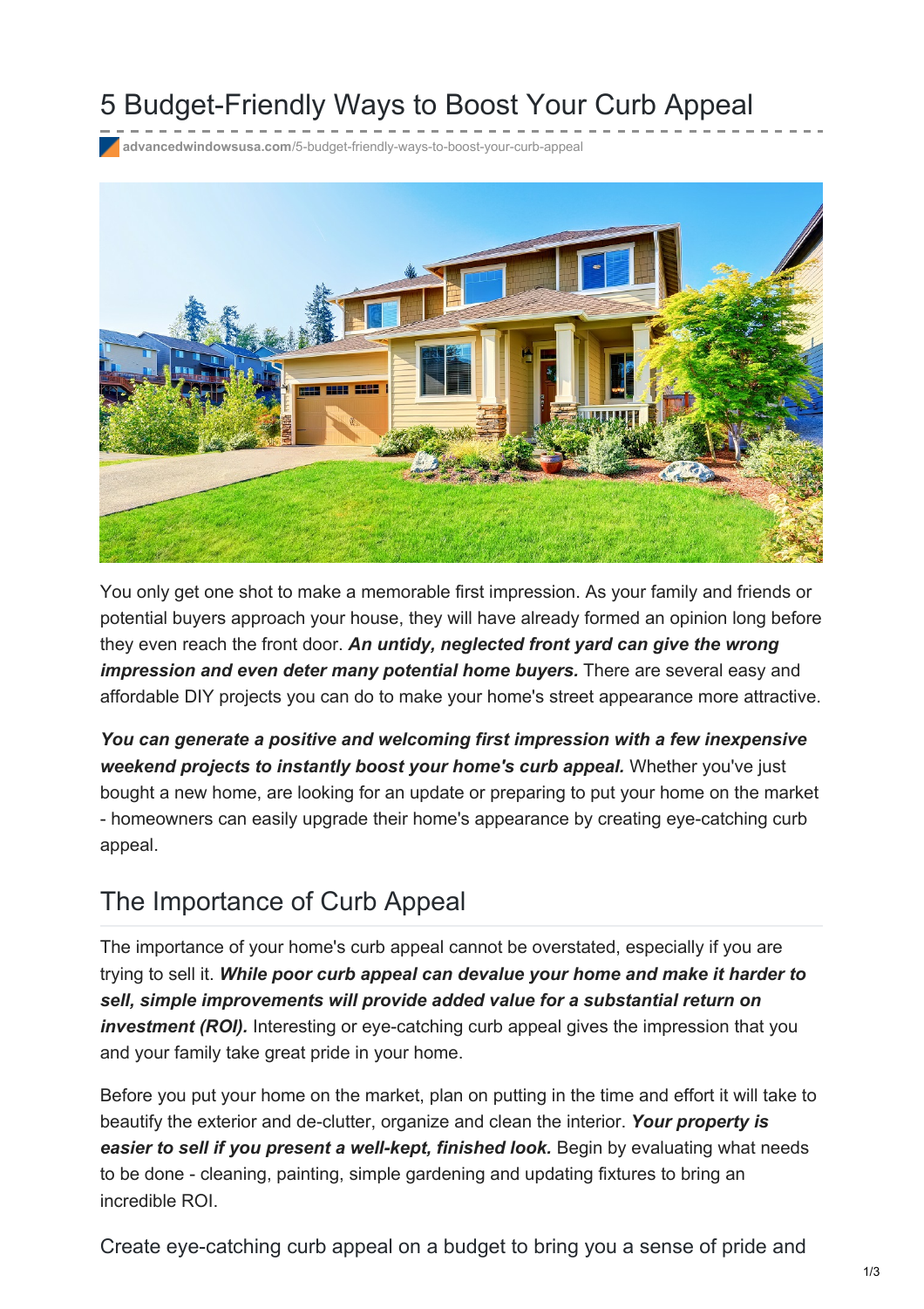# 5 Budget-Friendly Ways to Boost Your Curb Appeal

advancedwindowsusa.com/5-budget-friendly-ways-to-boost-your-curb-appeal

You only get one shot to make a memorable first impression. As your family and friends or potential buyers approach your house, they will have already formed an opinion long before they even reach the front door. ***An untidy, neglected front yard can give the wrong impression and even deter many potential home buyers.*** There are several easy and affordable DIY projects you can do to make your home's street appearance more attractive.

***You can generate a positive and welcoming first impression with a few inexpensive weekend projects to instantly boost your home's curb appeal.*** Whether you've just bought a new home, are looking for an update or preparing to put your home on the market - homeowners can easily upgrade their home's appearance by creating eye-catching curb appeal.

## The Importance of Curb Appeal

The importance of your home's curb appeal cannot be overstated, especially if you are trying to sell it. ***While poor curb appeal can devalue your home and make it harder to sell, simple improvements will provide added value for a substantial return on investment (ROI).*** Interesting or eye-catching curb appeal gives the impression that you and your family take great pride in your home.

Before you put your home on the market, plan on putting in the time and effort it will take to beautify the exterior and de-clutter, organize and clean the interior. ***Your property is easier to sell if you present a well-kept, finished look.*** Begin by evaluating what needs to be done - cleaning, painting, simple gardening and updating fixtures to bring an incredible ROI.

Create eye-catching curb appeal on a budget to bring you a sense of pride and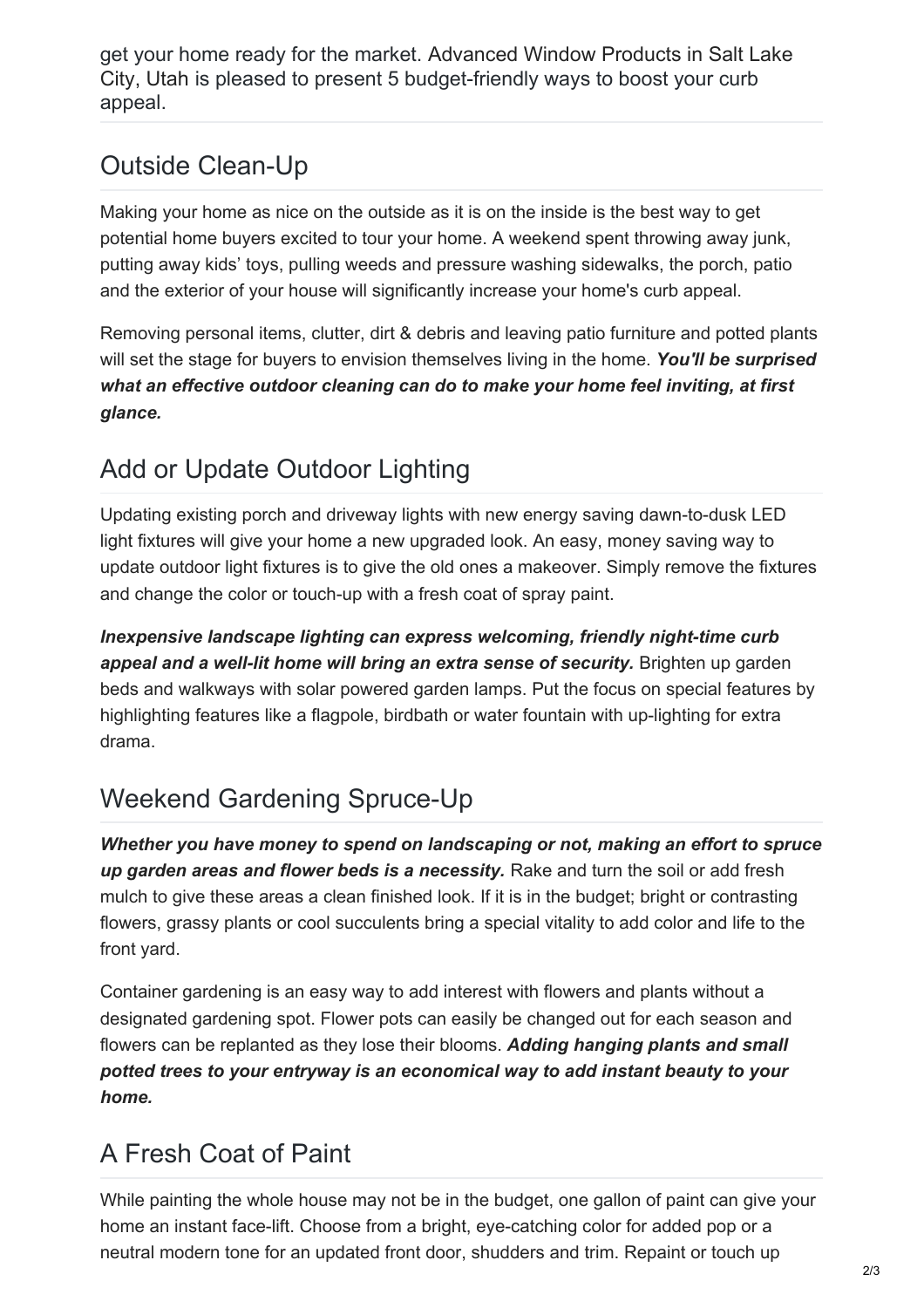get your home ready for the market. Advanced Window Products in Salt Lake City, Utah is pleased to present 5 budget-friendly ways to boost your curb appeal.

## Outside Clean-Up

Making your home as nice on the outside as it is on the inside is the best way to get potential home buyers excited to tour your home. A weekend spent throwing away junk, putting away kids' toys, pulling weeds and pressure washing sidewalks, the porch, patio and the exterior of your house will significantly increase your home's curb appeal.

Removing personal items, clutter, dirt & debris and leaving patio furniture and potted plants will set the stage for buyers to envision themselves living in the home. ***You'll be surprised what an effective outdoor cleaning can do to make your home feel inviting, at first glance.***

## Add or Update Outdoor Lighting

Updating existing porch and driveway lights with new energy saving dawn-to-dusk LED light fixtures will give your home a new upgraded look. An easy, money saving way to update outdoor light fixtures is to give the old ones a makeover. Simply remove the fixtures and change the color or touch-up with a fresh coat of spray paint.

***Inexpensive landscape lighting can express welcoming, friendly night-time curb appeal and a well-lit home will bring an extra sense of security.*** Brighten up garden beds and walkways with solar powered garden lamps. Put the focus on special features by highlighting features like a flagpole, birdbath or water fountain with up-lighting for extra drama.

## Weekend Gardening Spruce-Up

***Whether you have money to spend on landscaping or not, making an effort to spruce up garden areas and flower beds is a necessity.*** Rake and turn the soil or add fresh mulch to give these areas a clean finished look. If it is in the budget; bright or contrasting flowers, grassy plants or cool succulents bring a special vitality to add color and life to the front yard.

Container gardening is an easy way to add interest with flowers and plants without a designated gardening spot. Flower pots can easily be changed out for each season and flowers can be replanted as they lose their blooms. ***Adding hanging plants and small potted trees to your entryway is an economical way to add instant beauty to your home.***

## A Fresh Coat of Paint

While painting the whole house may not be in the budget, one gallon of paint can give your home an instant face-lift. Choose from a bright, eye-catching color for added pop or a neutral modern tone for an updated front door, shudders and trim. Repaint or touch up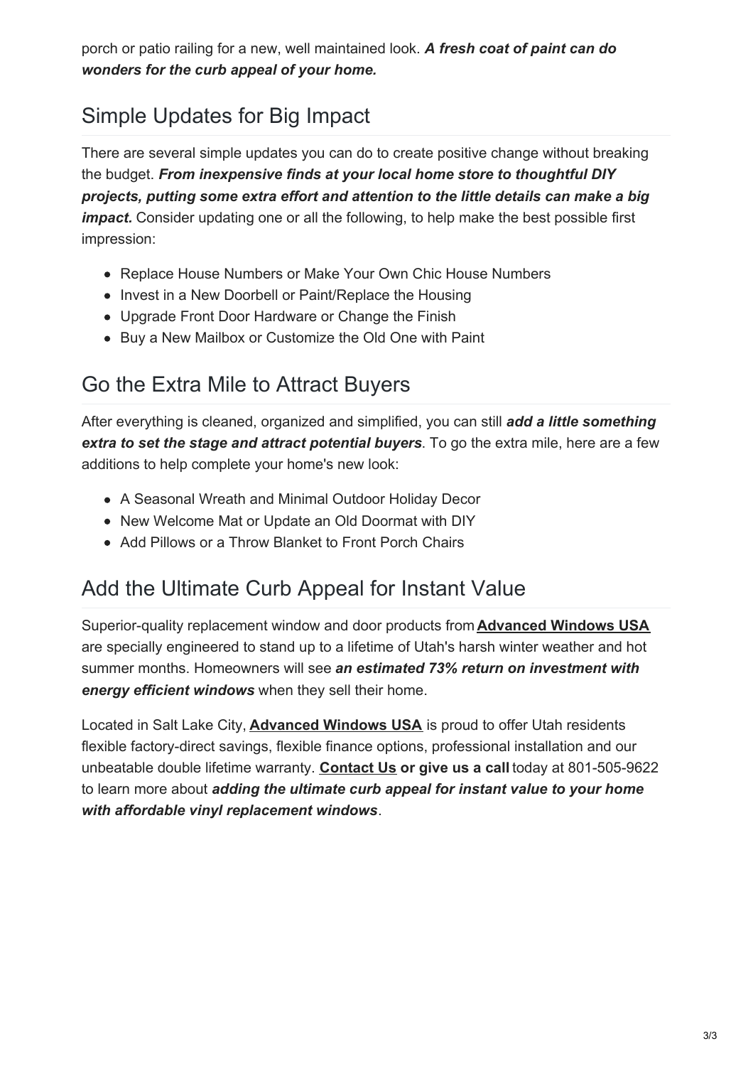porch or patio railing for a new, well maintained look. ***A fresh coat of paint can do wonders for the curb appeal of your home.***

## Simple Updates for Big Impact

There are several simple updates you can do to create positive change without breaking the budget. ***From inexpensive finds at your local home store to thoughtful DIY projects, putting some extra effort and attention to the little details can make a big impact.*** Consider updating one or all the following, to help make the best possible first impression:

- Replace House Numbers or Make Your Own Chic House Numbers
- Invest in a New Doorbell or Paint/Replace the Housing
- Upgrade Front Door Hardware or Change the Finish
- Buy a New Mailbox or Customize the Old One with Paint

## Go the Extra Mile to Attract Buyers

After everything is cleaned, organized and simplified, you can still ***add a little something extra to set the stage and attract potential buyers***. To go the extra mile, here are a few additions to help complete your home's new look:

- A Seasonal Wreath and Minimal Outdoor Holiday Decor
- New Welcome Mat or Update an Old Doormat with DIY
- Add Pillows or a Throw Blanket to Front Porch Chairs

## Add the Ultimate Curb Appeal for Instant Value

Superior-quality replacement window and door products from **Advanced Windows USA** are specially engineered to stand up to a lifetime of Utah's harsh winter weather and hot summer months. Homeowners will see ***an estimated 73% return on investment with energy efficient windows*** when they sell their home.

Located in Salt Lake City, **Advanced Windows USA** is proud to offer Utah residents flexible factory-direct savings, flexible finance options, professional installation and our unbeatable double lifetime warranty. **Contact Us or give us a call** today at 801-505-9622 to learn more about ***adding the ultimate curb appeal for instant value to your home with affordable vinyl replacement windows***.